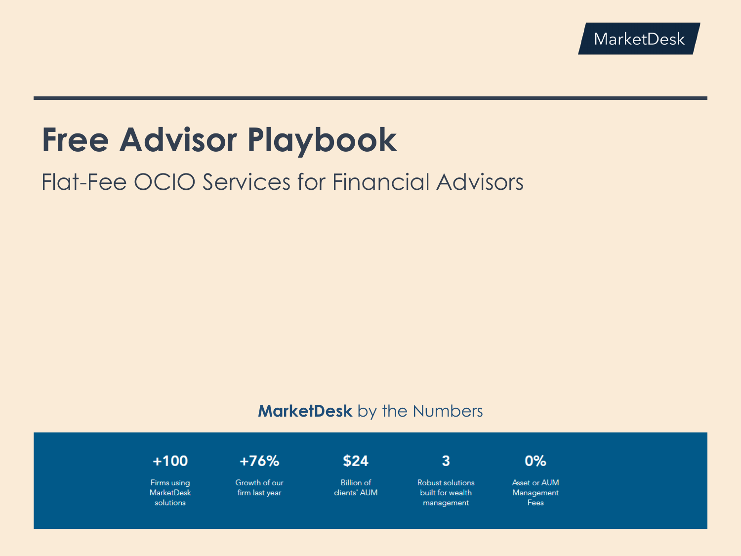MarketDesk

# Free Advisor Playbook

## Flat-Fee OCIO Services for Financial Advisors

**MarketDesk** by the Numbers

| +100 | +76% | $24 | 3 | 0% |
| --- | --- | --- | --- | --- |
| Firms using MarketDesk solutions | Growth of our firm last year | Billion of clients' AUM | Robust solutions built for wealth management | Asset or AUM Management Fees |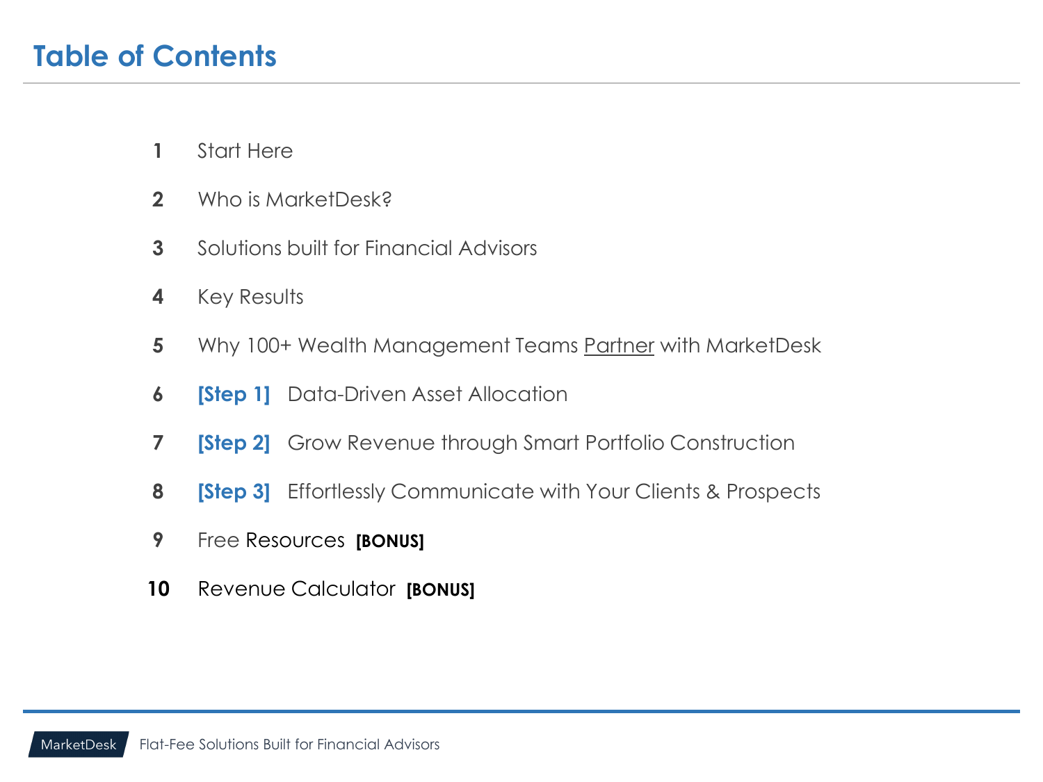# Table of Contents

1. Start Here
2. Who is MarketDesk?
3. Solutions built for Financial Advisors
4. Key Results
5. Why 100+ Wealth Management Teams Partner with MarketDesk
6. **[Step 1]** Data-Driven Asset Allocation
7. **[Step 2]** Grow Revenue through Smart Portfolio Construction
8. **[Step 3]** Effortlessly Communicate with Your Clients & Prospects
9. Free Resources **[BONUS]**
10. Revenue Calculator **[BONUS]**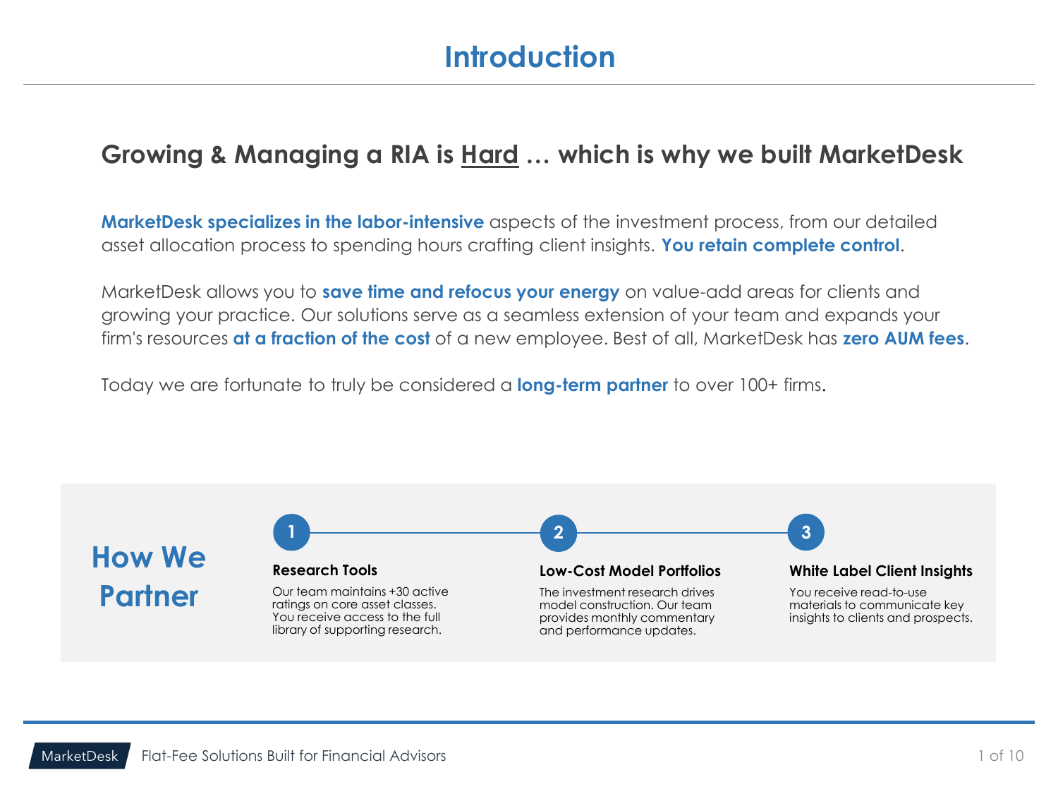# Introduction

## Growing & Managing a RIA is Hard … which is why we built MarketDesk

**MarketDesk specializes in the labor-intensive** aspects of the investment process, from our detailed asset allocation process to spending hours crafting client insights. **You retain complete control**.

MarketDesk allows you to **save time and refocus your energy** on value-add areas for clients and growing your practice. Our solutions serve as a seamless extension of your team and expands your firm's resources **at a fraction of the cost** of a new employee. Best of all, MarketDesk has **zero AUM fees**.

Today we are fortunate to truly be considered a **long-term partner** to over 100+ firms.

## How We Partner

1. **Research Tools**

   Our team maintains +30 active ratings on core asset classes. You receive access to the full library of supporting research.

2. **Low-Cost Model Portfolios**

   The investment research drives model construction. Our team provides monthly commentary and performance updates.

3. **White Label Client Insights**

   You receive read-to-use materials to communicate key insights to clients and prospects.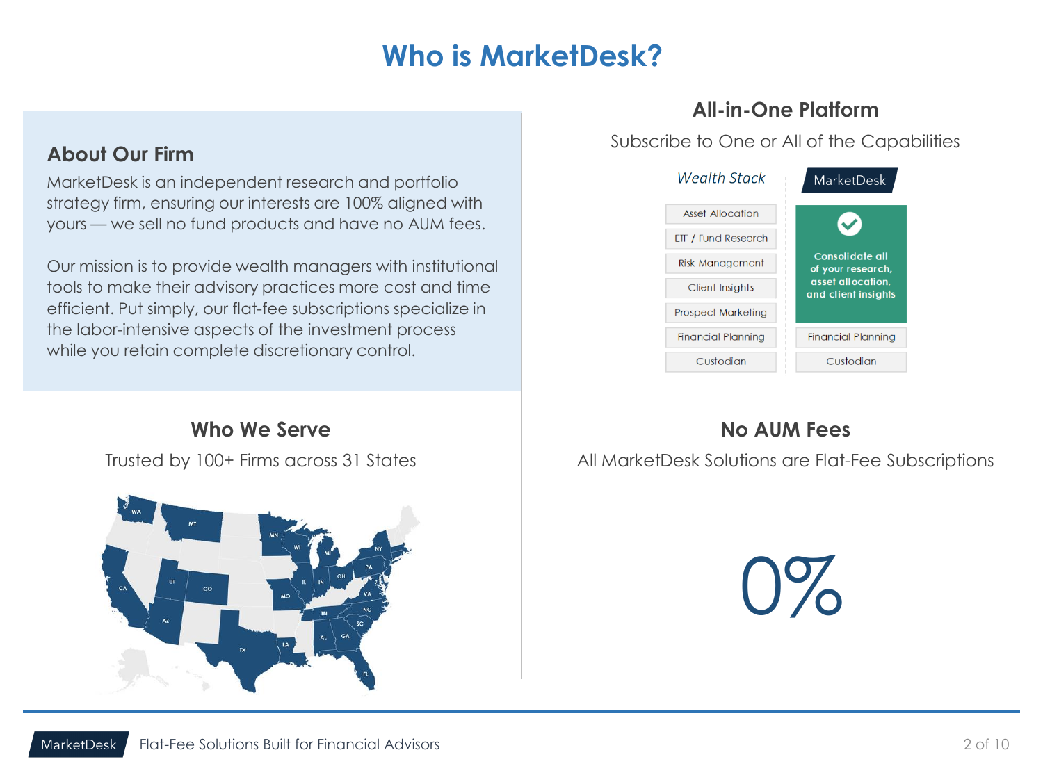# Who is MarketDesk?

## About Our Firm

MarketDesk is an independent research and portfolio strategy firm, ensuring our interests are 100% aligned with yours — we sell no fund products and have no AUM fees.

Our mission is to provide wealth managers with institutional tools to make their advisory practices more cost and time efficient. Put simply, our flat-fee subscriptions specialize in the labor-intensive aspects of the investment process while you retain complete discretionary control.

## All-in-One Platform

Subscribe to One or All of the Capabilities

| *Wealth Stack* | MarketDesk |
|---|---|
| Asset Allocation | Consolidate all of your research, asset allocation, and client insights |
| ETF / Fund Research | |
| Risk Management | |
| Client Insights | |
| Prospect Marketing | |
| Financial Planning | Financial Planning |
| Custodian | Custodian |

## Who We Serve

Trusted by 100+ Firms across 31 States

WA, MT, MN, WI, MI, NY, CA, UT, CO, MO, IL, IN, OH, PA, VA, AZ, TN, NC, SC, AL, GA, TX, LA, FL

## No AUM Fees

All MarketDesk Solutions are Flat-Fee Subscriptions

0%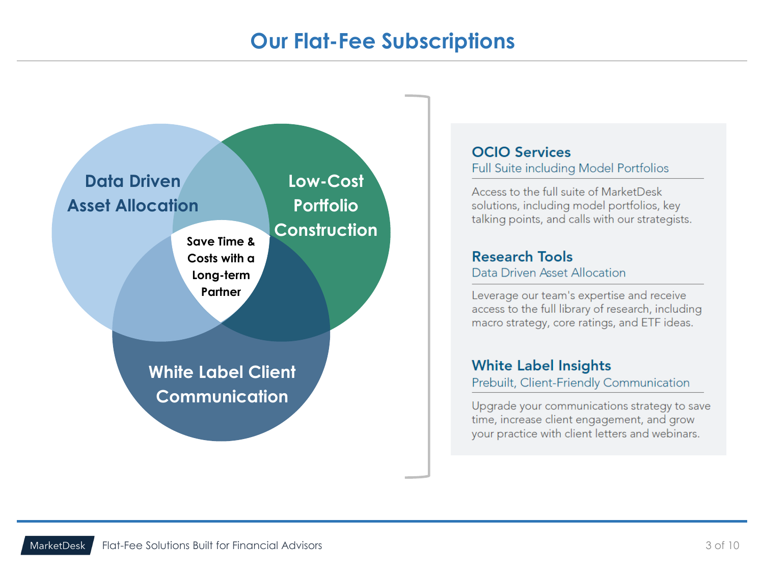# Our Flat-Fee Subscriptions

Data Driven Asset Allocation

Low-Cost Portfolio Construction

White Label Client Communication

Save Time & Costs with a Long-term Partner

### OCIO Services

Full Suite including Model Portfolios

Access to the full suite of MarketDesk solutions, including model portfolios, key talking points, and calls with our strategists.

### Research Tools

Data Driven Asset Allocation

Leverage our team's expertise and receive access to the full library of research, including macro strategy, core ratings, and ETF ideas.

### White Label Insights

Prebuilt, Client-Friendly Communication

Upgrade your communications strategy to save time, increase client engagement, and grow your practice with client letters and webinars.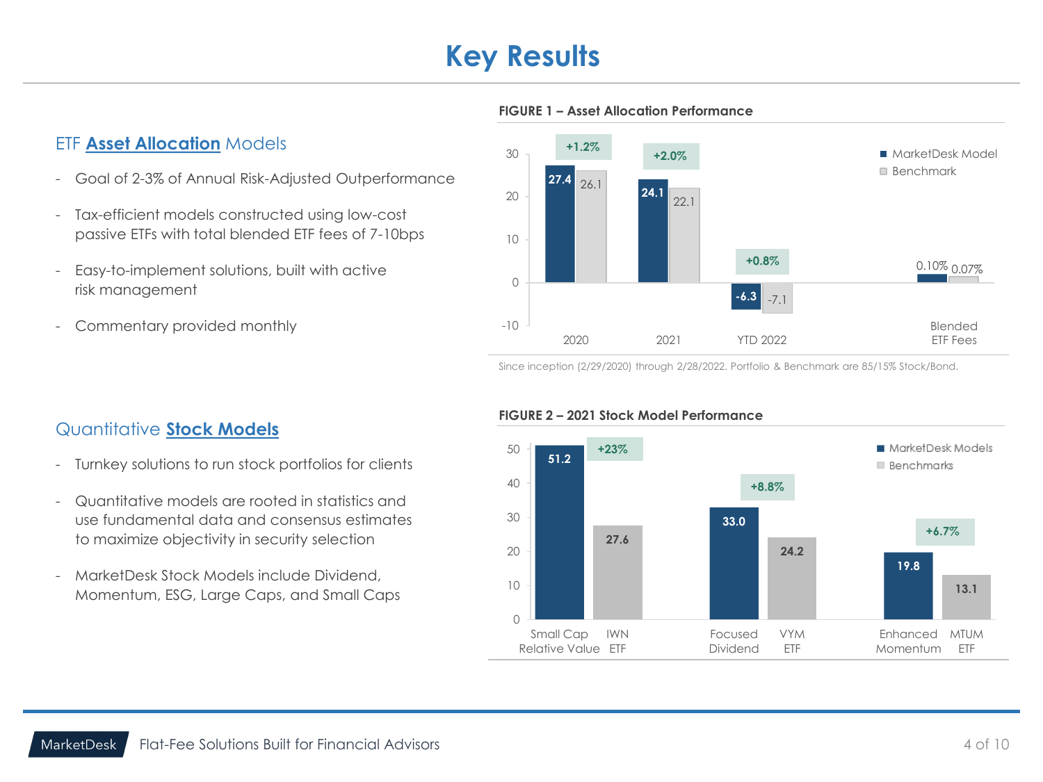# Key Results

## ETF **Asset Allocation** Models

- Goal of 2-3% of Annual Risk-Adjusted Outperformance
- Tax-efficient models constructed using low-cost passive ETFs with total blended ETF fees of 7-10bps
- Easy-to-implement solutions, built with active risk management
- Commentary provided monthly

**FIGURE 1 – Asset Allocation Performance**

| | MarketDesk Model | Benchmark | Difference |
|---|---|---|---|
| 2020 | 27.4 | 26.1 | +1.2% |
| 2021 | 24.1 | 22.1 | +2.0% |
| YTD 2022 | -6.3 | -7.1 | +0.8% |
| Blended ETF Fees | 0.10% | 0.07% | |

Since inception (2/29/2020) through 2/28/2022. Portfolio & Benchmark are 85/15% Stock/Bond.

## Quantitative **Stock Models**

- Turnkey solutions to run stock portfolios for clients
- Quantitative models are rooted in statistics and use fundamental data and consensus estimates to maximize objectivity in security selection
- MarketDesk Stock Models include Dividend, Momentum, ESG, Large Caps, and Small Caps

**FIGURE 2 – 2021 Stock Model Performance**

| MarketDesk Model | Return | Benchmark | Return | Difference |
|---|---|---|---|---|
| Small Cap Relative Value | 51.2 | IWN ETF | 27.6 | +23% |
| Focused Dividend | 33.0 | VYM ETF | 24.2 | +8.8% |
| Enhanced Momentum | 19.8 | MTUM ETF | 13.1 | +6.7% |

MarketDesk Flat-Fee Solutions Built for Financial Advisors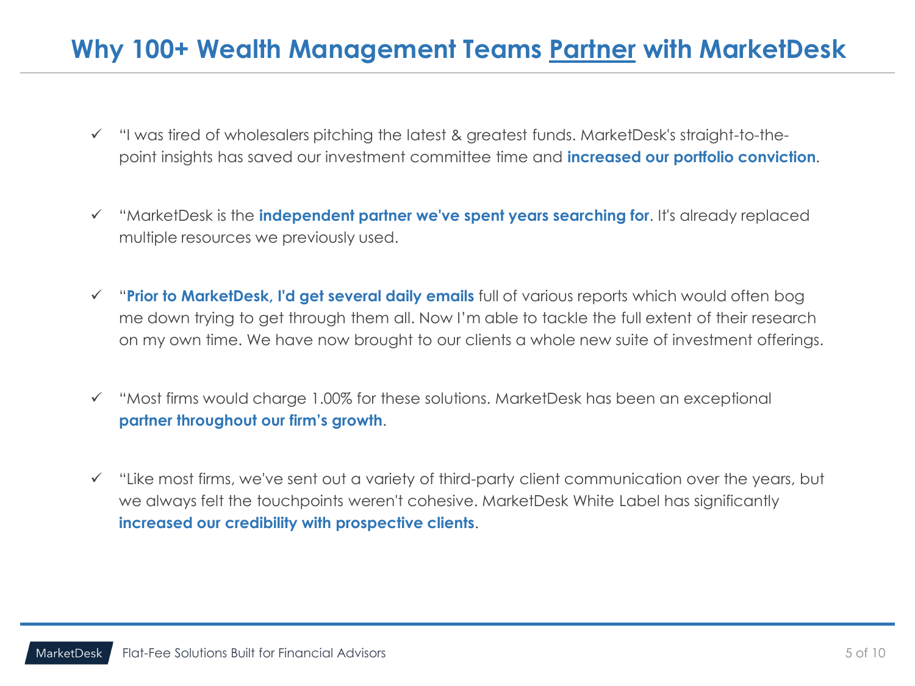# Why 100+ Wealth Management Teams Partner with MarketDesk

- ✓ "I was tired of wholesalers pitching the latest & greatest funds. MarketDesk's straight-to-the-point insights has saved our investment committee time and **increased our portfolio conviction**.
- ✓ "MarketDesk is the **independent partner we've spent years searching for**. It's already replaced multiple resources we previously used.
- ✓ "**Prior to MarketDesk, I'd get several daily emails** full of various reports which would often bog me down trying to get through them all. Now I'm able to tackle the full extent of their research on my own time. We have now brought to our clients a whole new suite of investment offerings.
- ✓ "Most firms would charge 1.00% for these solutions. MarketDesk has been an exceptional **partner throughout our firm's growth**.
- ✓ "Like most firms, we've sent out a variety of third-party client communication over the years, but we always felt the touchpoints weren't cohesive. MarketDesk White Label has significantly **increased our credibility with prospective clients**.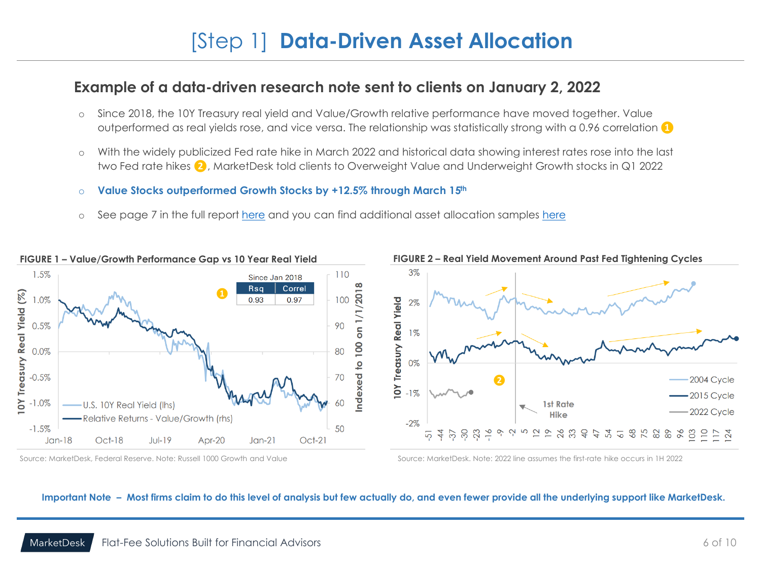# [Step 1] Data-Driven Asset Allocation

## Example of a data-driven research note sent to clients on January 2, 2022

- Since 2018, the 10Y Treasury real yield and Value/Growth relative performance have moved together. Value outperformed as real yields rose, and vice versa. The relationship was statistically strong with a 0.96 correlation (1)
- With the widely publicized Fed rate hike in March 2022 and historical data showing interest rates rose into the last two Fed rate hikes (2), MarketDesk told clients to Overweight Value and Underweight Growth stocks in Q1 2022
- **Value Stocks outperformed Growth Stocks by +12.5% through March 15th**
- See page 7 in the full report here and you can find additional asset allocation samples here

**FIGURE 1 – Value/Growth Performance Gap vs 10 Year Real Yield**

| Since Jan 2018 | |
|---|---|
| Rsq | Correl |
| 0.93 | 0.97 |

Source: MarketDesk, Federal Reserve. Note: Russell 1000 Growth and Value

**FIGURE 2 – Real Yield Movement Around Past Fed Tightening Cycles**

Source: MarketDesk. Note: 2022 line assumes the first-rate hike occurs in 1H 2022

**Important Note – Most firms claim to do this level of analysis but few actually do, and even fewer provide all the underlying support like MarketDesk.**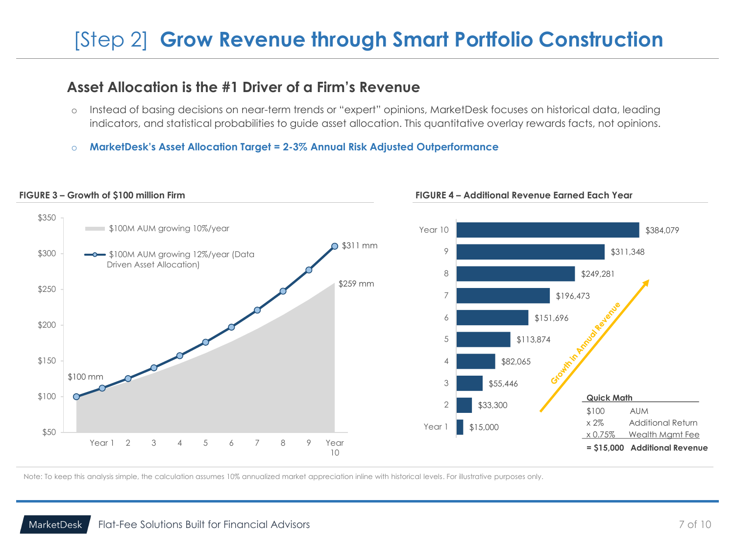# [Step 2] Grow Revenue through Smart Portfolio Construction

## Asset Allocation is the #1 Driver of a Firm's Revenue

- Instead of basing decisions on near-term trends or "expert" opinions, MarketDesk focuses on historical data, leading indicators, and statistical probabilities to guide asset allocation. This quantitative overlay rewards facts, not opinions.
- **MarketDesk's Asset Allocation Target = 2-3% Annual Risk Adjusted Outperformance**

**FIGURE 3 – Growth of $100 million Firm**

- $100M AUM growing 10%/year
- $100M AUM growing 12%/year (Data Driven Asset Allocation)

Start: $100 mm; Year 10: $311 mm (12%/year) vs. $259 mm (10%/year)

**FIGURE 4 – Additional Revenue Earned Each Year**

| Year | Additional Revenue |
|---|---|
| Year 1 | $15,000 |
| 2 | $33,300 |
| 3 | $55,446 |
| 4 | $82,065 |
| 5 | $113,874 |
| 6 | $151,696 |
| 7 | $196,473 |
| 8 | $249,281 |
| 9 | $311,348 |
| Year 10 | $384,079 |

Growth in Annual Revenue

**Quick Math**

| | |
|---|---|
| $100 | AUM |
| x 2% | Additional Return |
| x 0.75% | Wealth Mgmt Fee |
| **= $15,000** | **Additional Revenue** |

Note: To keep this analysis simple, the calculation assumes 10% annualized market appreciation inline with historical levels. For illustrative purposes only.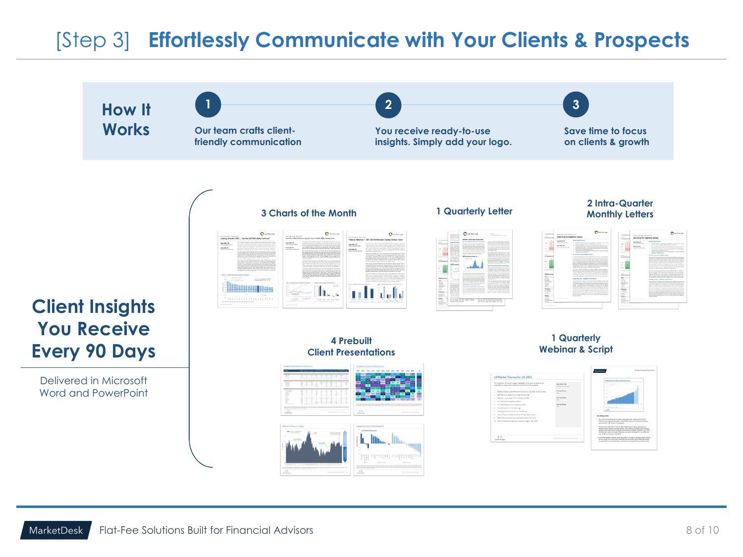# [Step 3] Effortlessly Communicate with Your Clients & Prospects

## How It Works

1. Our team crafts client-friendly communication
2. You receive ready-to-use insights. Simply add your logo.
3. Save time to focus on clients & growth

## Client Insights You Receive Every 90 Days

Delivered in Microsoft Word and PowerPoint

- 3 Charts of the Month
- 1 Quarterly Letter
- 2 Intra-Quarter Monthly Letters
- 4 Prebuilt Client Presentations
- 1 Quarterly Webinar & Script

MarketDesk — Flat-Fee Solutions Built for Financial Advisors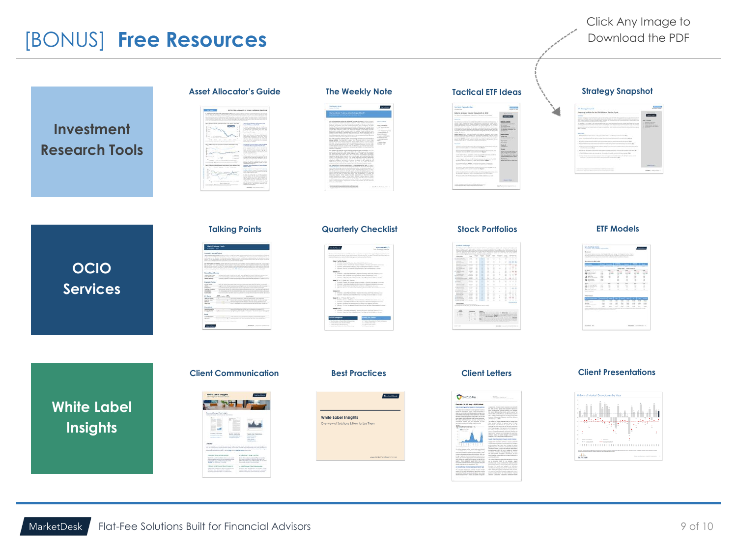# [BONUS] Free Resources

Click Any Image to Download the PDF

## Investment Research Tools

- Asset Allocator's Guide
- The Weekly Note
- Tactical ETF Ideas
- Strategy Snapshot

## OCIO Services

- Talking Points
- Quarterly Checklist
- Stock Portfolios
- ETF Models

## White Label Insights

- Client Communication
- Best Practices
- Client Letters
- Client Presentations

MarketDesk Flat-Fee Solutions Built for Financial Advisors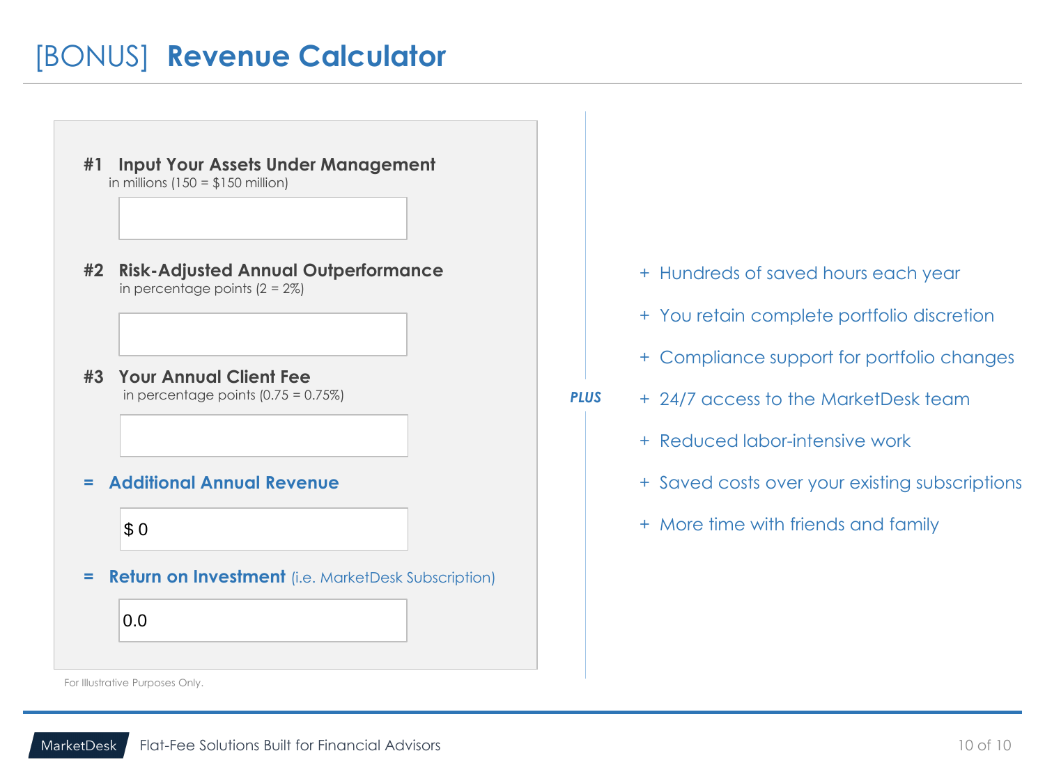# [BONUS] **Revenue Calculator**

**#1 Input Your Assets Under Management**
in millions (150 = $150 million)

**#2 Risk-Adjusted Annual Outperformance**
in percentage points (2 = 2%)

**#3 Your Annual Client Fee**
in percentage points (0.75 = 0.75%)

**= Additional Annual Revenue**

$ 0

**= Return on Investment** (i.e. MarketDesk Subscription)

0.0

For Illustrative Purposes Only.

***PLUS***

- + Hundreds of saved hours each year
- + You retain complete portfolio discretion
- + Compliance support for portfolio changes
- + 24/7 access to the MarketDesk team
- + Reduced labor-intensive work
- + Saved costs over your existing subscriptions
- + More time with friends and family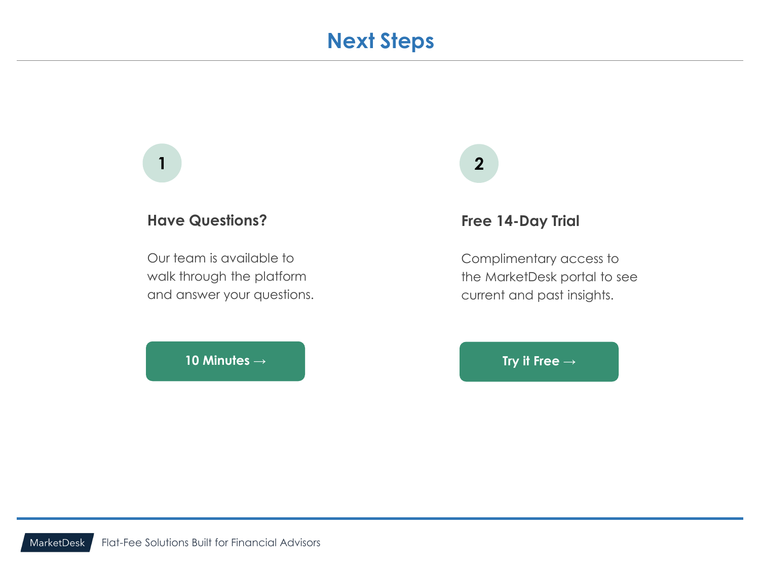# Next Steps

1

### Have Questions?

Our team is available to walk through the platform and answer your questions.

10 Minutes →

2

### Free 14-Day Trial

Complimentary access to the MarketDesk portal to see current and past insights.

Try it Free →

MarketDesk Flat-Fee Solutions Built for Financial Advisors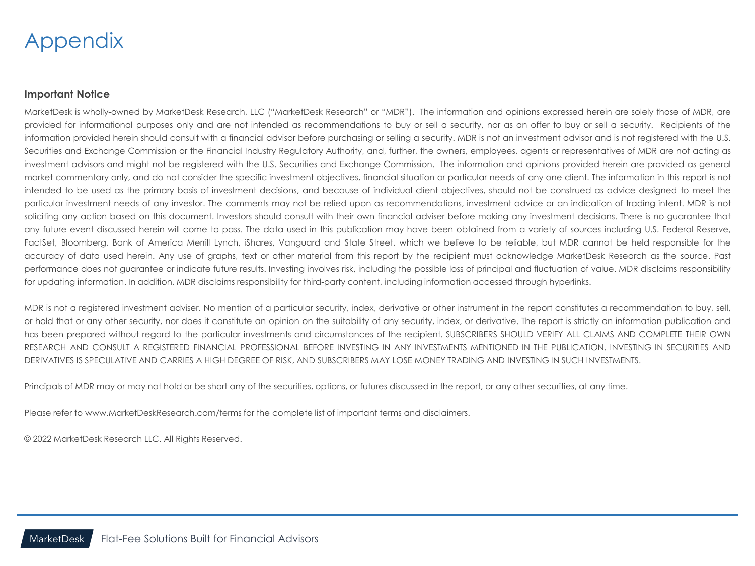# Appendix

### Important Notice

MarketDesk is wholly-owned by MarketDesk Research, LLC ("MarketDesk Research" or "MDR"). The information and opinions expressed herein are solely those of MDR, are provided for informational purposes only and are not intended as recommendations to buy or sell a security, nor as an offer to buy or sell a security. Recipients of the information provided herein should consult with a financial advisor before purchasing or selling a security. MDR is not an investment advisor and is not registered with the U.S. Securities and Exchange Commission or the Financial Industry Regulatory Authority, and, further, the owners, employees, agents or representatives of MDR are not acting as investment advisors and might not be registered with the U.S. Securities and Exchange Commission. The information and opinions provided herein are provided as general market commentary only, and do not consider the specific investment objectives, financial situation or particular needs of any one client. The information in this report is not intended to be used as the primary basis of investment decisions, and because of individual client objectives, should not be construed as advice designed to meet the particular investment needs of any investor. The comments may not be relied upon as recommendations, investment advice or an indication of trading intent. MDR is not soliciting any action based on this document. Investors should consult with their own financial adviser before making any investment decisions. There is no guarantee that any future event discussed herein will come to pass. The data used in this publication may have been obtained from a variety of sources including U.S. Federal Reserve, FactSet, Bloomberg, Bank of America Merrill Lynch, iShares, Vanguard and State Street, which we believe to be reliable, but MDR cannot be held responsible for the accuracy of data used herein. Any use of graphs, text or other material from this report by the recipient must acknowledge MarketDesk Research as the source. Past performance does not guarantee or indicate future results. Investing involves risk, including the possible loss of principal and fluctuation of value. MDR disclaims responsibility for updating information. In addition, MDR disclaims responsibility for third-party content, including information accessed through hyperlinks.

MDR is not a registered investment adviser. No mention of a particular security, index, derivative or other instrument in the report constitutes a recommendation to buy, sell, or hold that or any other security, nor does it constitute an opinion on the suitability of any security, index, or derivative. The report is strictly an information publication and has been prepared without regard to the particular investments and circumstances of the recipient. SUBSCRIBERS SHOULD VERIFY ALL CLAIMS AND COMPLETE THEIR OWN RESEARCH AND CONSULT A REGISTERED FINANCIAL PROFESSIONAL BEFORE INVESTING IN ANY INVESTMENTS MENTIONED IN THE PUBLICATION. INVESTING IN SECURITIES AND DERIVATIVES IS SPECULATIVE AND CARRIES A HIGH DEGREE OF RISK, AND SUBSCRIBERS MAY LOSE MONEY TRADING AND INVESTING IN SUCH INVESTMENTS.

Principals of MDR may or may not hold or be short any of the securities, options, or futures discussed in the report, or any other securities, at any time.

Please refer to www.MarketDeskResearch.com/terms for the complete list of important terms and disclaimers.

© 2022 MarketDesk Research LLC. All Rights Reserved.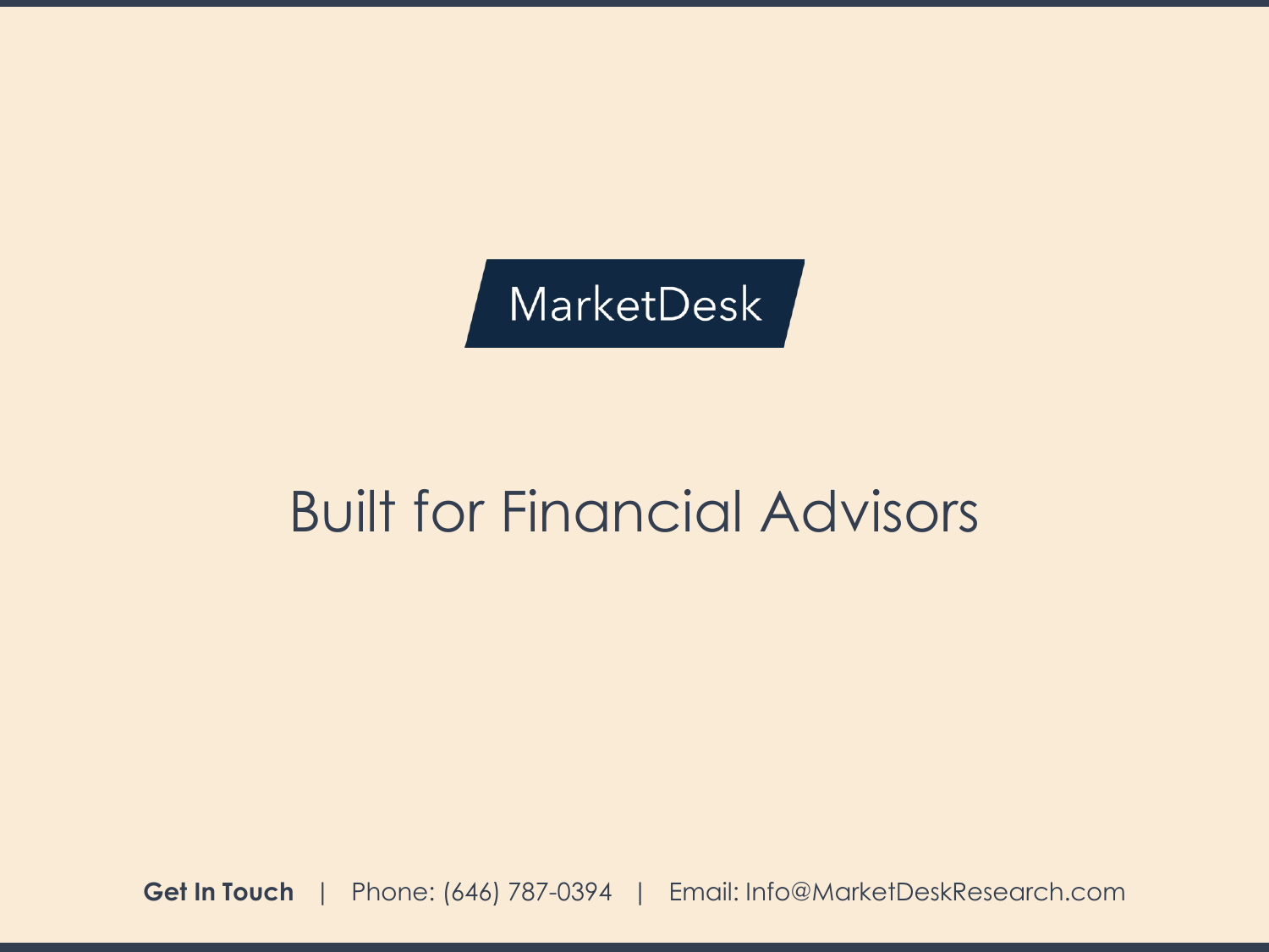MarketDesk

# Built for Financial Advisors

**Get In Touch** | Phone: (646) 787-0394 | Email: Info@MarketDeskResearch.com